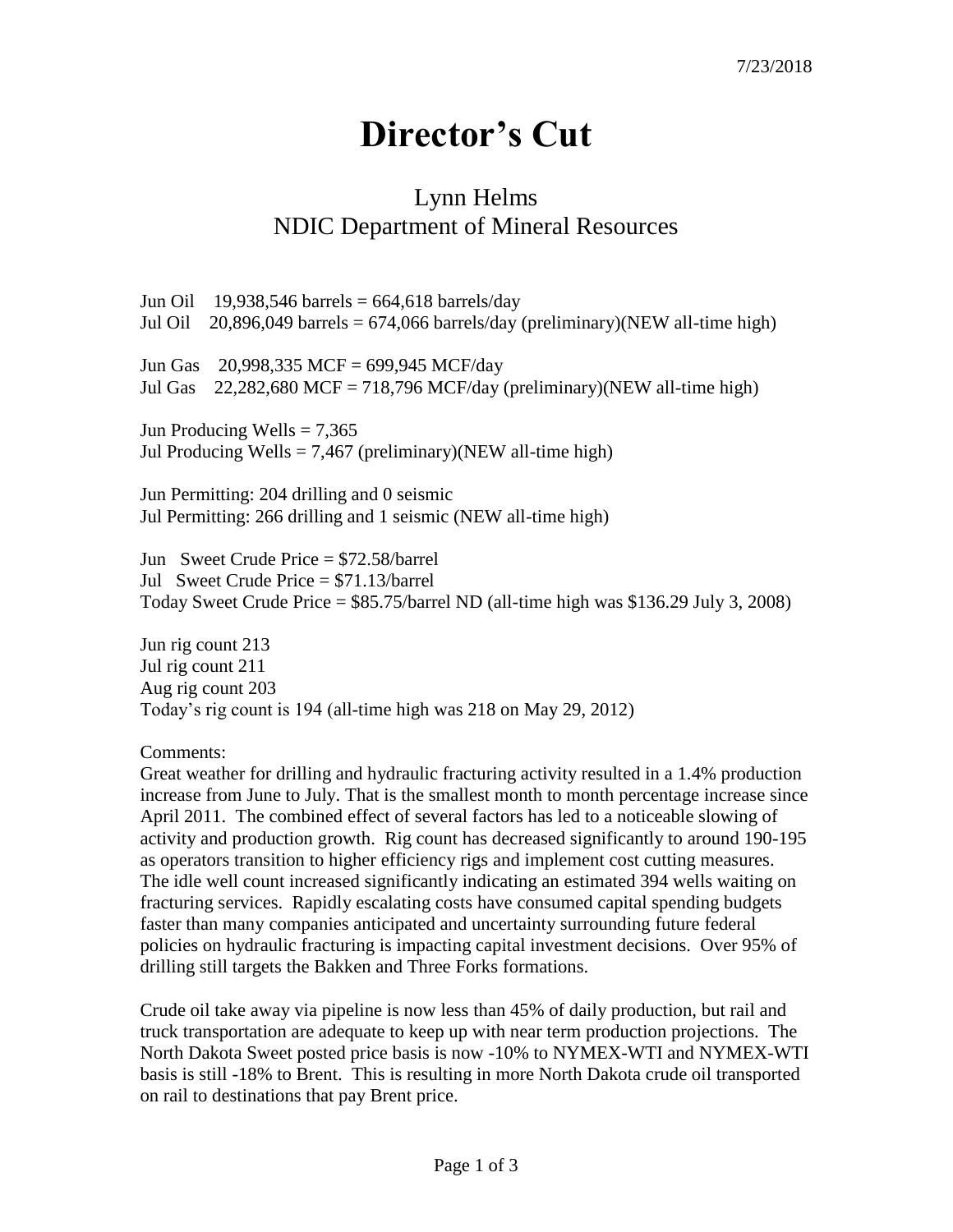7/23/2018

# Director's Cut

## Lynn Helms
## NDIC Department of Mineral Resources

Jun Oil 19,938,546 barrels = 664,618 barrels/day
Jul Oil 20,896,049 barrels = 674,066 barrels/day (preliminary)(NEW all-time high)

Jun Gas 20,998,335 MCF = 699,945 MCF/day
Jul Gas 22,282,680 MCF = 718,796 MCF/day (preliminary)(NEW all-time high)

Jun Producing Wells = 7,365
Jul Producing Wells = 7,467 (preliminary)(NEW all-time high)

Jun Permitting: 204 drilling and 0 seismic
Jul Permitting: 266 drilling and 1 seismic (NEW all-time high)

Jun Sweet Crude Price = $72.58/barrel
Jul Sweet Crude Price = $71.13/barrel
Today Sweet Crude Price = $85.75/barrel ND (all-time high was $136.29 July 3, 2008)

Jun rig count 213
Jul rig count 211
Aug rig count 203
Today's rig count is 194 (all-time high was 218 on May 29, 2012)

Comments:
Great weather for drilling and hydraulic fracturing activity resulted in a 1.4% production increase from June to July. That is the smallest month to month percentage increase since April 2011. The combined effect of several factors has led to a noticeable slowing of activity and production growth. Rig count has decreased significantly to around 190-195 as operators transition to higher efficiency rigs and implement cost cutting measures. The idle well count increased significantly indicating an estimated 394 wells waiting on fracturing services. Rapidly escalating costs have consumed capital spending budgets faster than many companies anticipated and uncertainty surrounding future federal policies on hydraulic fracturing is impacting capital investment decisions. Over 95% of drilling still targets the Bakken and Three Forks formations.

Crude oil take away via pipeline is now less than 45% of daily production, but rail and truck transportation are adequate to keep up with near term production projections. The North Dakota Sweet posted price basis is now -10% to NYMEX-WTI and NYMEX-WTI basis is still -18% to Brent. This is resulting in more North Dakota crude oil transported on rail to destinations that pay Brent price.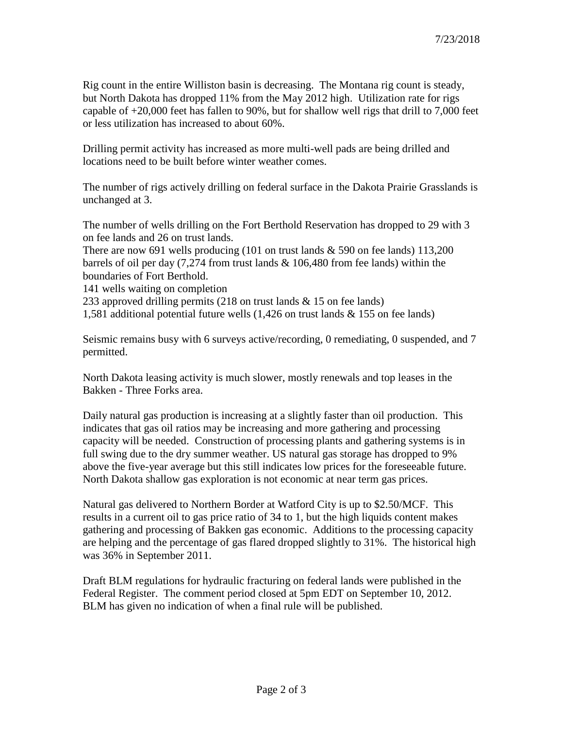7/23/2018

Rig count in the entire Williston basin is decreasing. The Montana rig count is steady, but North Dakota has dropped 11% from the May 2012 high. Utilization rate for rigs capable of +20,000 feet has fallen to 90%, but for shallow well rigs that drill to 7,000 feet or less utilization has increased to about 60%.

Drilling permit activity has increased as more multi-well pads are being drilled and locations need to be built before winter weather comes.

The number of rigs actively drilling on federal surface in the Dakota Prairie Grasslands is unchanged at 3.

The number of wells drilling on the Fort Berthold Reservation has dropped to 29 with 3 on fee lands and 26 on trust lands.
There are now 691 wells producing (101 on trust lands & 590 on fee lands) 113,200 barrels of oil per day (7,274 from trust lands & 106,480 from fee lands) within the boundaries of Fort Berthold.
141 wells waiting on completion
233 approved drilling permits (218 on trust lands & 15 on fee lands)
1,581 additional potential future wells (1,426 on trust lands & 155 on fee lands)

Seismic remains busy with 6 surveys active/recording, 0 remediating, 0 suspended, and 7 permitted.

North Dakota leasing activity is much slower, mostly renewals and top leases in the Bakken - Three Forks area.

Daily natural gas production is increasing at a slightly faster than oil production. This indicates that gas oil ratios may be increasing and more gathering and processing capacity will be needed. Construction of processing plants and gathering systems is in full swing due to the dry summer weather. US natural gas storage has dropped to 9% above the five-year average but this still indicates low prices for the foreseeable future. North Dakota shallow gas exploration is not economic at near term gas prices.

Natural gas delivered to Northern Border at Watford City is up to $2.50/MCF. This results in a current oil to gas price ratio of 34 to 1, but the high liquids content makes gathering and processing of Bakken gas economic. Additions to the processing capacity are helping and the percentage of gas flared dropped slightly to 31%. The historical high was 36% in September 2011.

Draft BLM regulations for hydraulic fracturing on federal lands were published in the Federal Register. The comment period closed at 5pm EDT on September 10, 2012. BLM has given no indication of when a final rule will be published.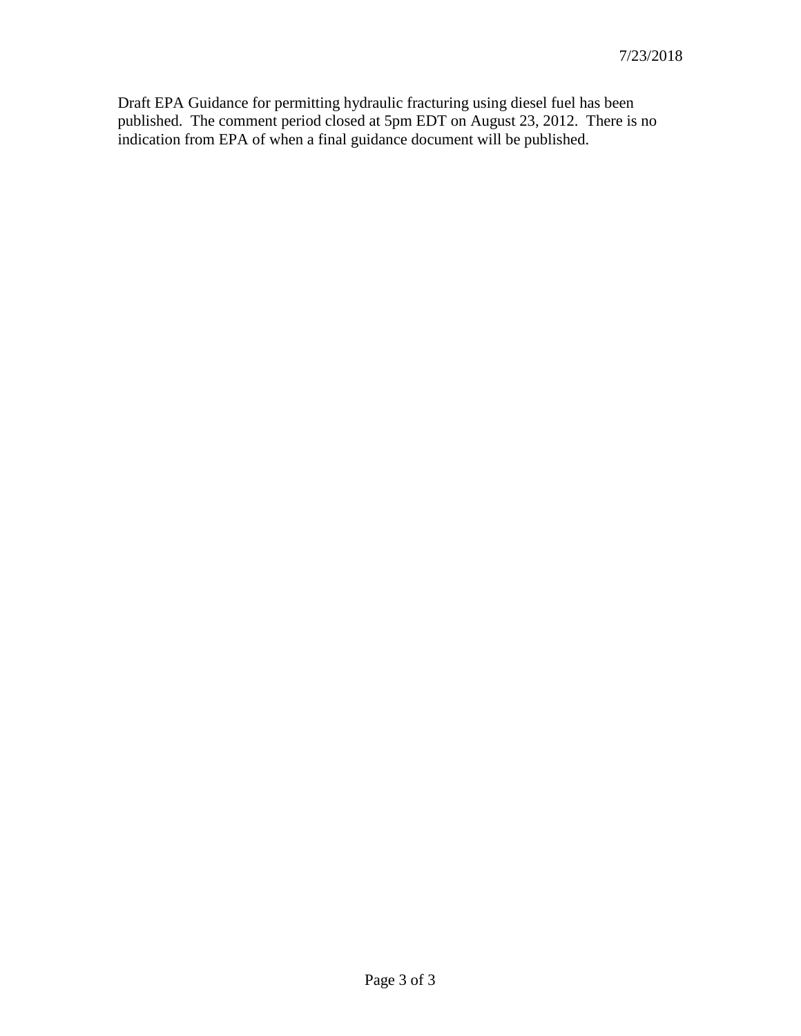Draft EPA Guidance for permitting hydraulic fracturing using diesel fuel has been published. The comment period closed at 5pm EDT on August 23, 2012. There is no indication from EPA of when a final guidance document will be published.